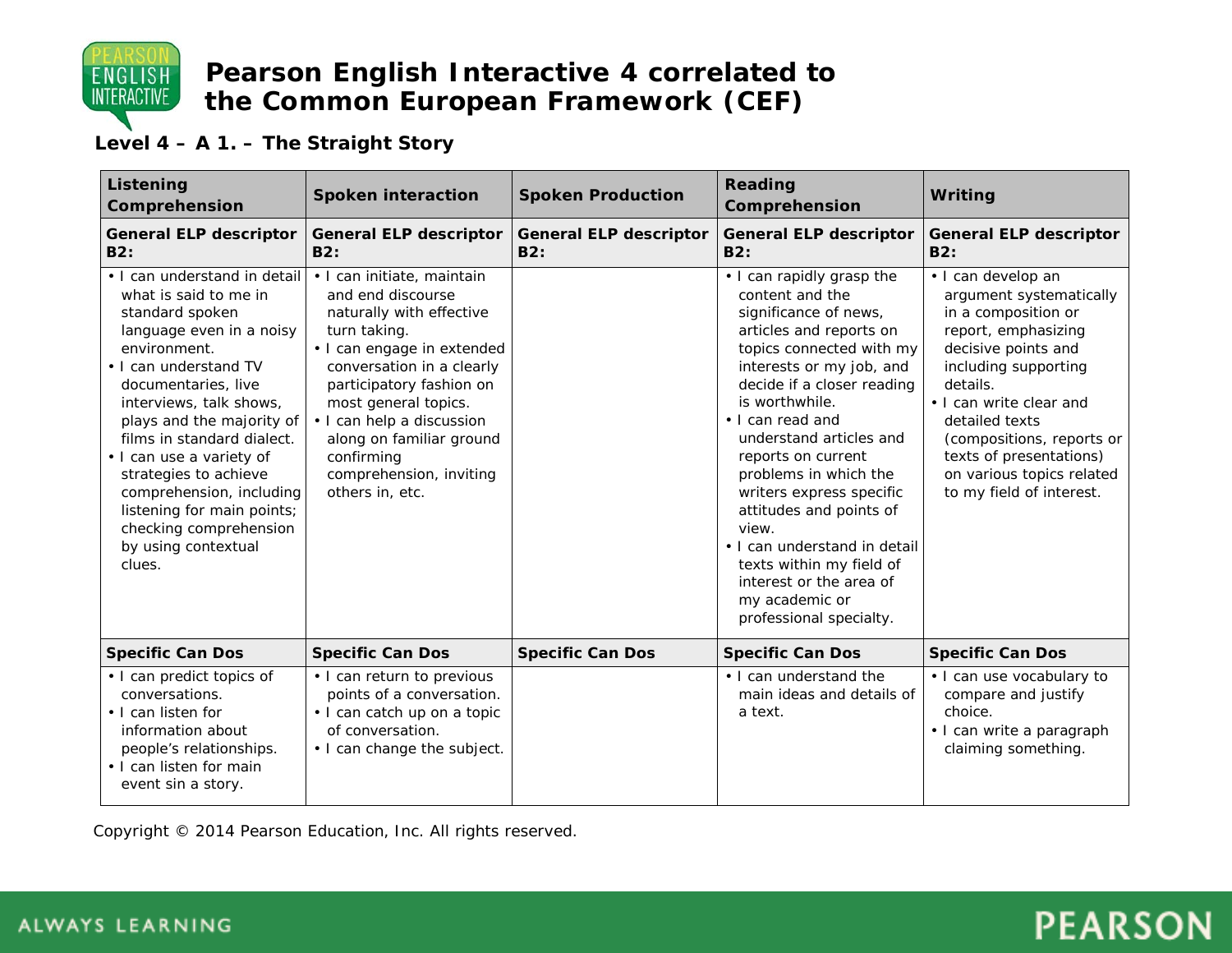# Pearson English Interactive 4 correlated to the Common European Framework (CEF)

**Level 4 – A 1. – The Straight Story**

| Listening Comprehension | Spoken interaction | Spoken Production | Reading Comprehension | Writing |
|---|---|---|---|---|
| **General ELP descriptor B2:** | **General ELP descriptor B2:** | **General ELP descriptor B2:** | **General ELP descriptor B2:** | **General ELP descriptor B2:** |
| • I can understand in detail what is said to me in standard spoken language even in a noisy environment.<br>• I can understand TV documentaries, live interviews, talk shows, plays and the majority of films in standard dialect.<br>• I can use a variety of strategies to achieve comprehension, including listening for main points; checking comprehension by using contextual clues. | • I can initiate, maintain and end discourse naturally with effective turn taking.<br>• I can engage in extended conversation in a clearly participatory fashion on most general topics.<br>• I can help a discussion along on familiar ground confirming comprehension, inviting others in, etc. | | • I can rapidly grasp the content and the significance of news, articles and reports on topics connected with my interests or my job, and decide if a closer reading is worthwhile.<br>• I can read and understand articles and reports on current problems in which the writers express specific attitudes and points of view.<br>• I can understand in detail texts within my field of interest or the area of my academic or professional specialty. | • I can develop an argument systematically in a composition or report, emphasizing decisive points and including supporting details.<br>• I can write clear and detailed texts (compositions, reports or texts of presentations) on various topics related to my field of interest. |
| **Specific Can Dos** | **Specific Can Dos** | **Specific Can Dos** | **Specific Can Dos** | **Specific Can Dos** |
| • I can predict topics of conversations.<br>• I can listen for information about people's relationships.<br>• I can listen for main event sin a story. | • I can return to previous points of a conversation.<br>• I can catch up on a topic of conversation.<br>• I can change the subject. | | • I can understand the main ideas and details of a text. | • I can use vocabulary to compare and justify choice.<br>• I can write a paragraph claiming something. |

Copyright © 2014 Pearson Education, Inc. All rights reserved.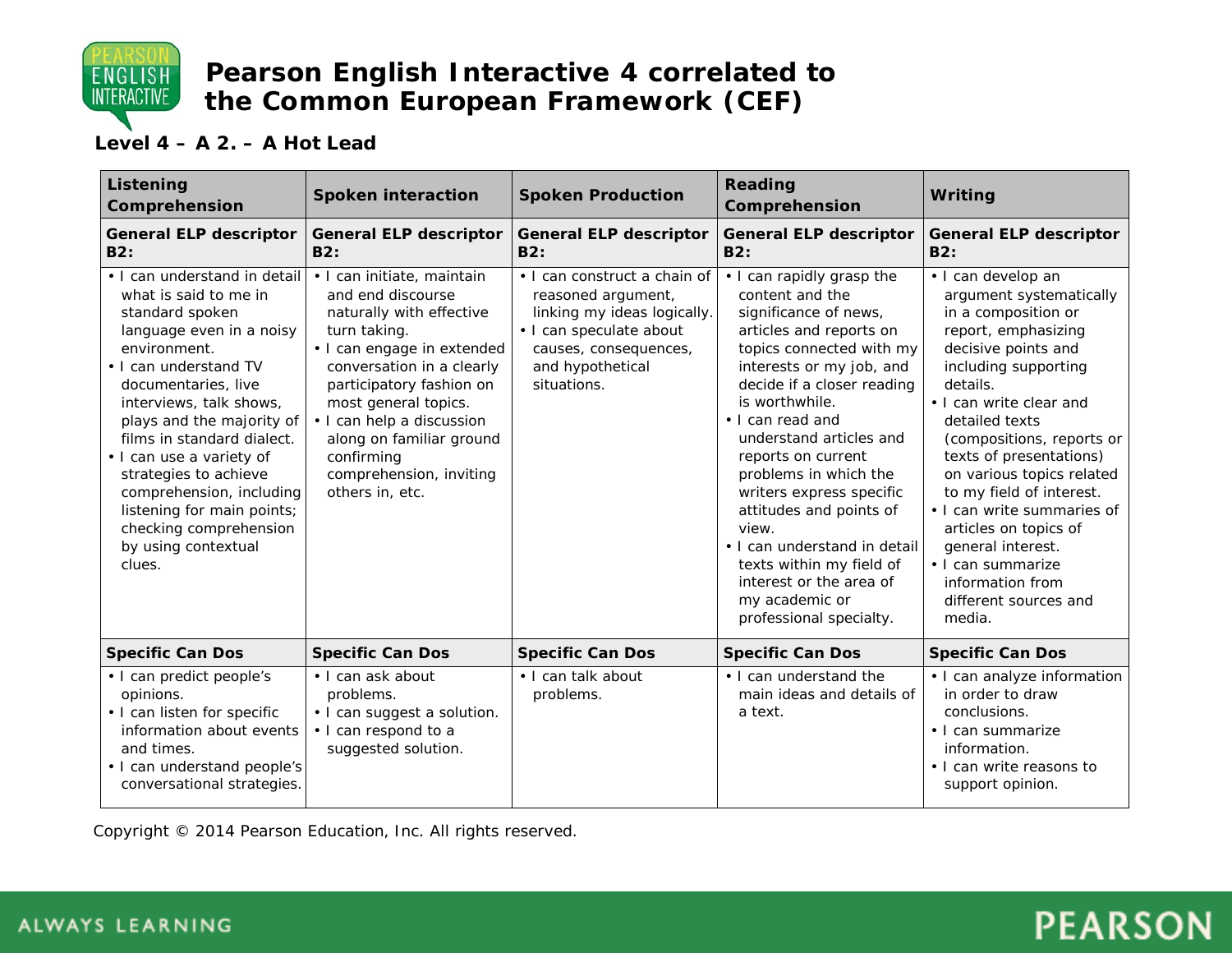# Pearson English Interactive 4 correlated to the Common European Framework (CEF)

**Level 4 – A 2. – A Hot Lead**

| Listening Comprehension | Spoken interaction | Spoken Production | Reading Comprehension | Writing |
|---|---|---|---|---|
| **General ELP descriptor B2:** | **General ELP descriptor B2:** | **General ELP descriptor B2:** | **General ELP descriptor B2:** | **General ELP descriptor B2:** |
| • I can understand in detail what is said to me in standard spoken language even in a noisy environment.<br>• I can understand TV documentaries, live interviews, talk shows, plays and the majority of films in standard dialect.<br>• I can use a variety of strategies to achieve comprehension, including listening for main points; checking comprehension by using contextual clues. | • I can initiate, maintain and end discourse naturally with effective turn taking.<br>• I can engage in extended conversation in a clearly participatory fashion on most general topics.<br>• I can help a discussion along on familiar ground confirming comprehension, inviting others in, etc. | • I can construct a chain of reasoned argument, linking my ideas logically.<br>• I can speculate about causes, consequences, and hypothetical situations. | • I can rapidly grasp the content and the significance of news, articles and reports on topics connected with my interests or my job, and decide if a closer reading is worthwhile.<br>• I can read and understand articles and reports on current problems in which the writers express specific attitudes and points of view.<br>• I can understand in detail texts within my field of interest or the area of my academic or professional specialty. | • I can develop an argument systematically in a composition or report, emphasizing decisive points and including supporting details.<br>• I can write clear and detailed texts (compositions, reports or texts of presentations) on various topics related to my field of interest.<br>• I can write summaries of articles on topics of general interest.<br>• I can summarize information from different sources and media. |
| **Specific Can Dos** | **Specific Can Dos** | **Specific Can Dos** | **Specific Can Dos** | **Specific Can Dos** |
| • I can predict people's opinions.<br>• I can listen for specific information about events and times.<br>• I can understand people's conversational strategies. | • I can ask about problems.<br>• I can suggest a solution.<br>• I can respond to a suggested solution. | • I can talk about problems. | • I can understand the main ideas and details of a text. | • I can analyze information in order to draw conclusions.<br>• I can summarize information.<br>• I can write reasons to support opinion. |

Copyright © 2014 Pearson Education, Inc. All rights reserved.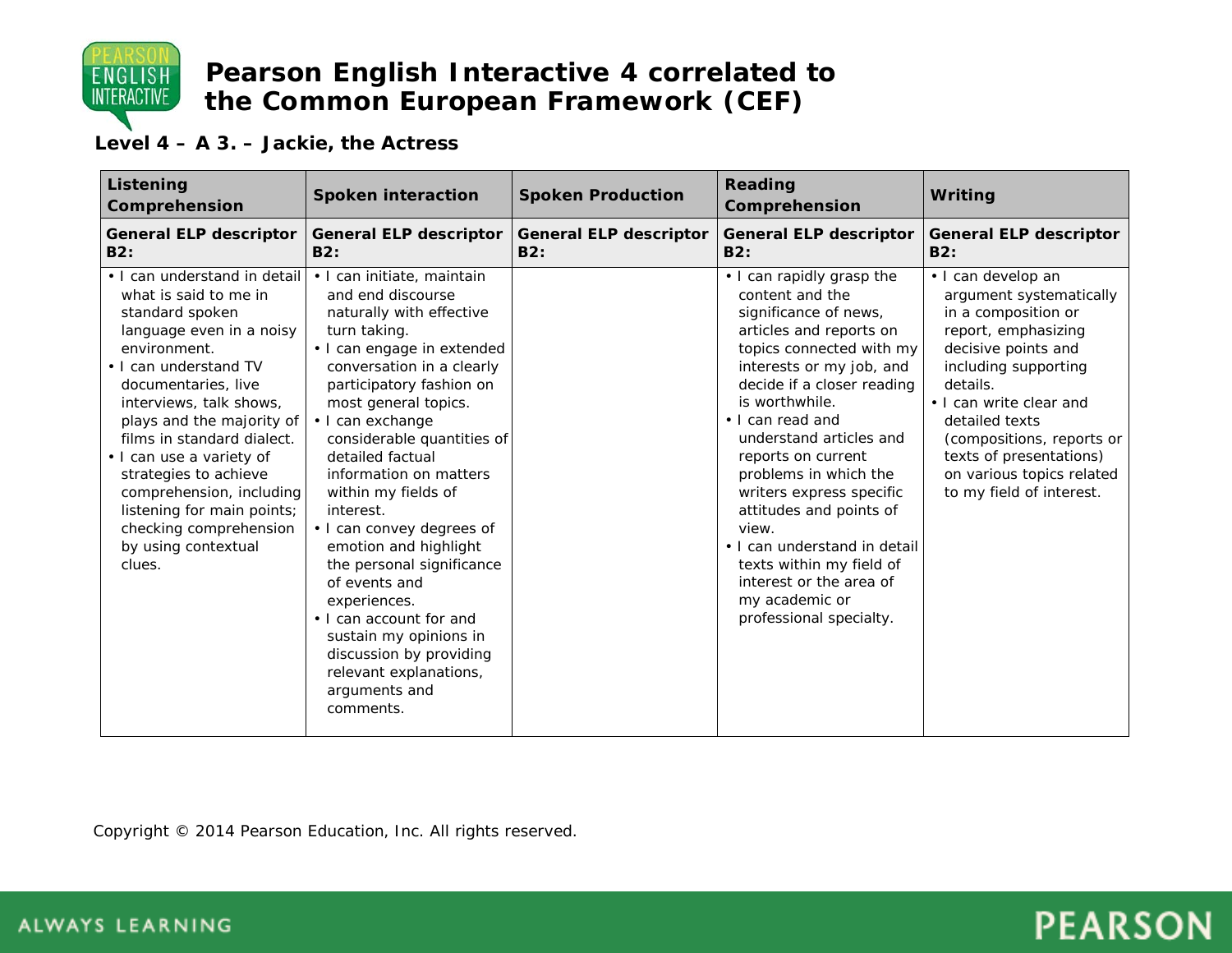# Pearson English Interactive 4 correlated to the Common European Framework (CEF)

**Level 4 – A 3. – Jackie, the Actress**

| Listening Comprehension | Spoken interaction | Spoken Production | Reading Comprehension | Writing |
|---|---|---|---|---|
| **General ELP descriptor B2:** | **General ELP descriptor B2:** | **General ELP descriptor B2:** | **General ELP descriptor B2:** | **General ELP descriptor B2:** |
| • I can understand in detail what is said to me in standard spoken language even in a noisy environment.<br>• I can understand TV documentaries, live interviews, talk shows, plays and the majority of films in standard dialect.<br>• I can use a variety of strategies to achieve comprehension, including listening for main points; checking comprehension by using contextual clues. | • I can initiate, maintain and end discourse naturally with effective turn taking.<br>• I can engage in extended conversation in a clearly participatory fashion on most general topics.<br>• I can exchange considerable quantities of detailed factual information on matters within my fields of interest.<br>• I can convey degrees of emotion and highlight the personal significance of events and experiences.<br>• I can account for and sustain my opinions in discussion by providing relevant explanations, arguments and comments. | | • I can rapidly grasp the content and the significance of news, articles and reports on topics connected with my interests or my job, and decide if a closer reading is worthwhile.<br>• I can read and understand articles and reports on current problems in which the writers express specific attitudes and points of view.<br>• I can understand in detail texts within my field of interest or the area of my academic or professional specialty. | • I can develop an argument systematically in a composition or report, emphasizing decisive points and including supporting details.<br>• I can write clear and detailed texts (compositions, reports or texts of presentations) on various topics related to my field of interest. |

Copyright © 2014 Pearson Education, Inc. All rights reserved.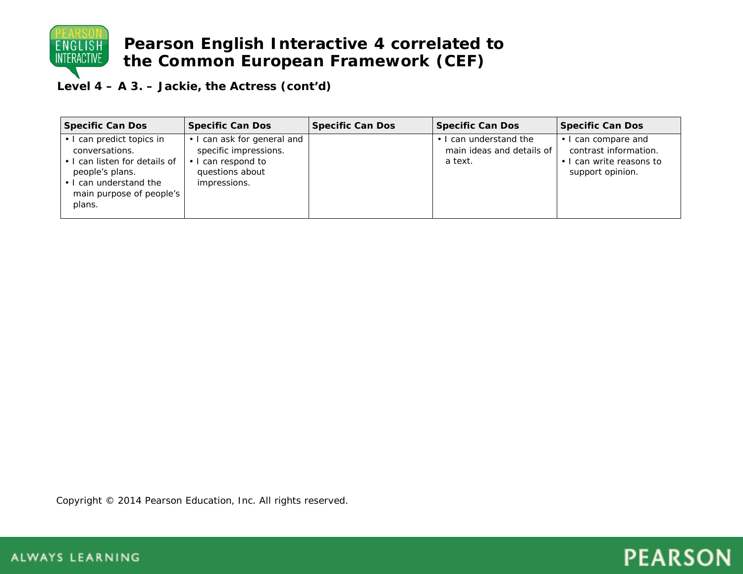# Pearson English Interactive 4 correlated to the Common European Framework (CEF)

**Level 4 – A 3. – Jackie, the Actress (cont'd)**

| Specific Can Dos | Specific Can Dos | Specific Can Dos | Specific Can Dos | Specific Can Dos |
|---|---|---|---|---|
| • I can predict topics in conversations.<br>• I can listen for details of people's plans.<br>• I can understand the main purpose of people's plans. | • I can ask for general and specific impressions.<br>• I can respond to questions about impressions. | | • I can understand the main ideas and details of a text. | • I can compare and contrast information.<br>• I can write reasons to support opinion. |

Copyright © 2014 Pearson Education, Inc. All rights reserved.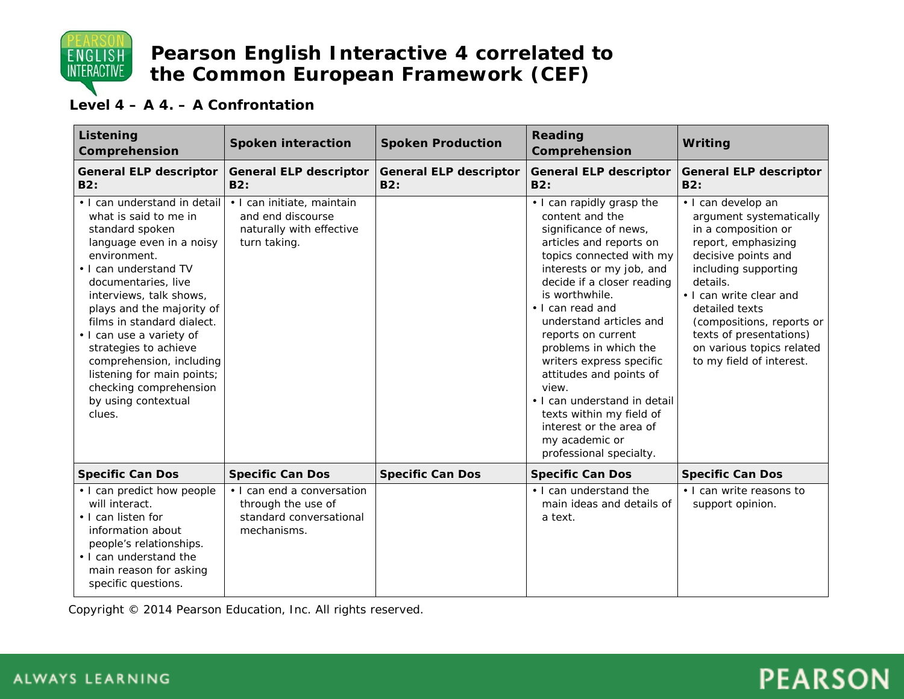# Pearson English Interactive 4 correlated to the Common European Framework (CEF)

**Level 4 – A 4. – A Confrontation**

| Listening Comprehension | Spoken interaction | Spoken Production | Reading Comprehension | Writing |
|---|---|---|---|---|
| **General ELP descriptor B2:** | **General ELP descriptor B2:** | **General ELP descriptor B2:** | **General ELP descriptor B2:** | **General ELP descriptor B2:** |
| • I can understand in detail what is said to me in standard spoken language even in a noisy environment.<br>• I can understand TV documentaries, live interviews, talk shows, plays and the majority of films in standard dialect.<br>• I can use a variety of strategies to achieve comprehension, including listening for main points; checking comprehension by using contextual clues. | • I can initiate, maintain and end discourse naturally with effective turn taking. | | • I can rapidly grasp the content and the significance of news, articles and reports on topics connected with my interests or my job, and decide if a closer reading is worthwhile.<br>• I can read and understand articles and reports on current problems in which the writers express specific attitudes and points of view.<br>• I can understand in detail texts within my field of interest or the area of my academic or professional specialty. | • I can develop an argument systematically in a composition or report, emphasizing decisive points and including supporting details.<br>• I can write clear and detailed texts (compositions, reports or texts of presentations) on various topics related to my field of interest. |
| **Specific Can Dos** | **Specific Can Dos** | **Specific Can Dos** | **Specific Can Dos** | **Specific Can Dos** |
| • I can predict how people will interact.<br>• I can listen for information about people's relationships.<br>• I can understand the main reason for asking specific questions. | • I can end a conversation through the use of standard conversational mechanisms. | | • I can understand the main ideas and details of a text. | • I can write reasons to support opinion. |

Copyright © 2014 Pearson Education, Inc. All rights reserved.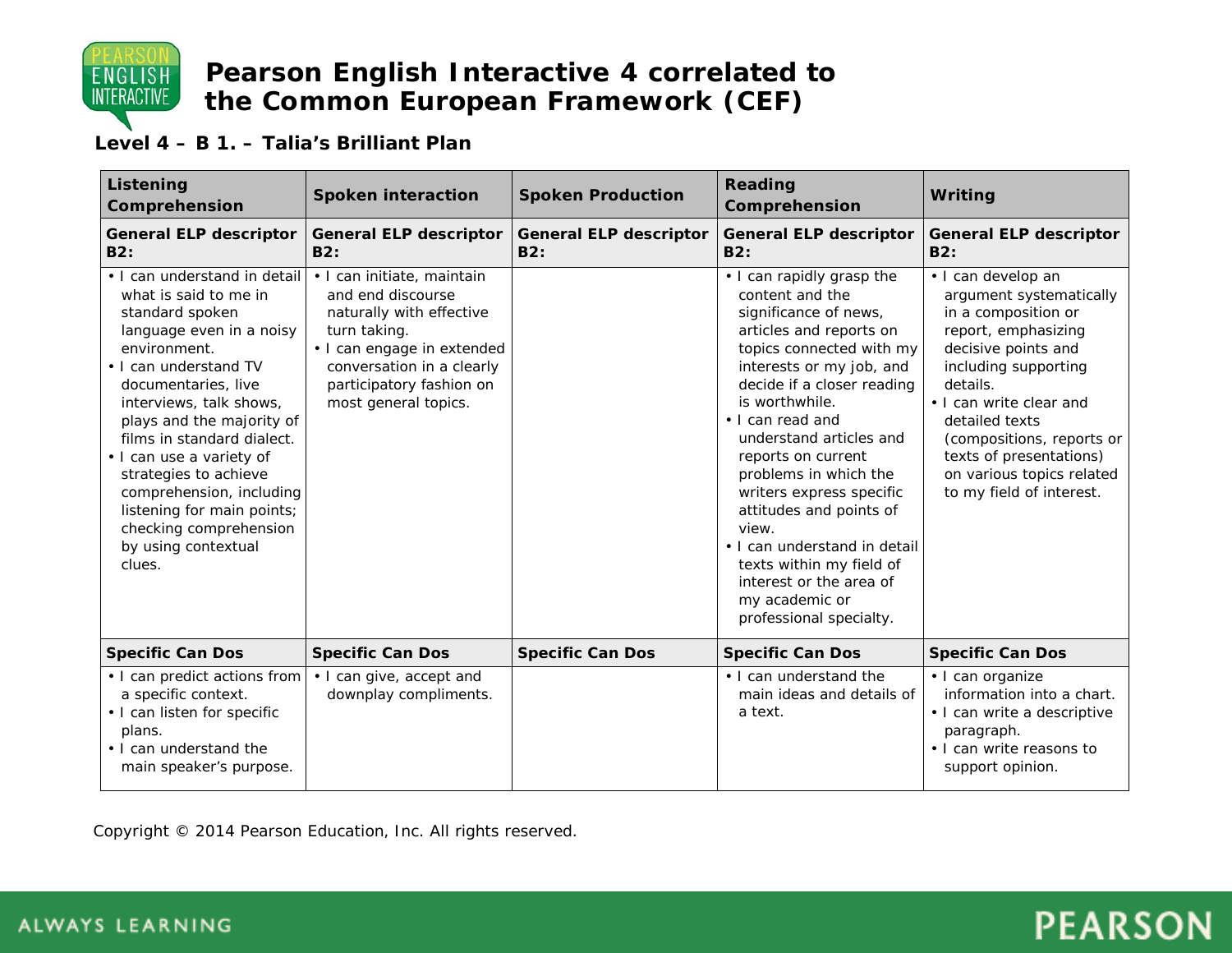# Pearson English Interactive 4 correlated to the Common European Framework (CEF)

**Level 4 – B 1. – Talia's Brilliant Plan**

| Listening Comprehension | Spoken interaction | Spoken Production | Reading Comprehension | Writing |
|---|---|---|---|---|
| **General ELP descriptor B2:** | **General ELP descriptor B2:** | **General ELP descriptor B2:** | **General ELP descriptor B2:** | **General ELP descriptor B2:** |
| • I can understand in detail what is said to me in standard spoken language even in a noisy environment.<br>• I can understand TV documentaries, live interviews, talk shows, plays and the majority of films in standard dialect.<br>• I can use a variety of strategies to achieve comprehension, including listening for main points; checking comprehension by using contextual clues. | • I can initiate, maintain and end discourse naturally with effective turn taking.<br>• I can engage in extended conversation in a clearly participatory fashion on most general topics. | | • I can rapidly grasp the content and the significance of news, articles and reports on topics connected with my interests or my job, and decide if a closer reading is worthwhile.<br>• I can read and understand articles and reports on current problems in which the writers express specific attitudes and points of view.<br>• I can understand in detail texts within my field of interest or the area of my academic or professional specialty. | • I can develop an argument systematically in a composition or report, emphasizing decisive points and including supporting details.<br>• I can write clear and detailed texts (compositions, reports or texts of presentations) on various topics related to my field of interest. |
| **Specific Can Dos** | **Specific Can Dos** | **Specific Can Dos** | **Specific Can Dos** | **Specific Can Dos** |
| • I can predict actions from a specific context.<br>• I can listen for specific plans.<br>• I can understand the main speaker's purpose. | • I can give, accept and downplay compliments. | | • I can understand the main ideas and details of a text. | • I can organize information into a chart.<br>• I can write a descriptive paragraph.<br>• I can write reasons to support opinion. |

Copyright © 2014 Pearson Education, Inc. All rights reserved.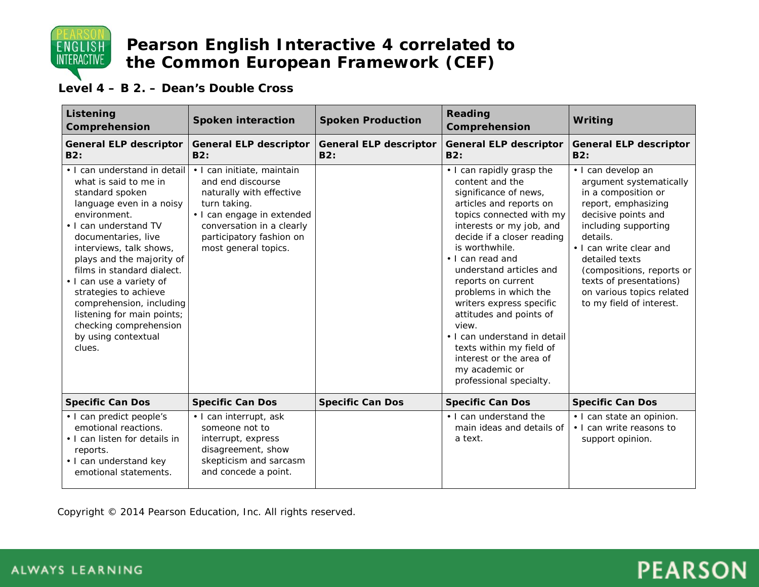# Pearson English Interactive 4 correlated to the Common European Framework (CEF)

**Level 4 – B 2. – Dean's Double Cross**

| Listening Comprehension | Spoken interaction | Spoken Production | Reading Comprehension | Writing |
|---|---|---|---|---|
| **General ELP descriptor B2:** | **General ELP descriptor B2:** | **General ELP descriptor B2:** | **General ELP descriptor B2:** | **General ELP descriptor B2:** |
| • I can understand in detail what is said to me in standard spoken language even in a noisy environment.<br>• I can understand TV documentaries, live interviews, talk shows, plays and the majority of films in standard dialect.<br>• I can use a variety of strategies to achieve comprehension, including listening for main points; checking comprehension by using contextual clues. | • I can initiate, maintain and end discourse naturally with effective turn taking.<br>• I can engage in extended conversation in a clearly participatory fashion on most general topics. | | • I can rapidly grasp the content and the significance of news, articles and reports on topics connected with my interests or my job, and decide if a closer reading is worthwhile.<br>• I can read and understand articles and reports on current problems in which the writers express specific attitudes and points of view.<br>• I can understand in detail texts within my field of interest or the area of my academic or professional specialty. | • I can develop an argument systematically in a composition or report, emphasizing decisive points and including supporting details.<br>• I can write clear and detailed texts (compositions, reports or texts of presentations) on various topics related to my field of interest. |
| **Specific Can Dos** | **Specific Can Dos** | **Specific Can Dos** | **Specific Can Dos** | **Specific Can Dos** |
| • I can predict people's emotional reactions.<br>• I can listen for details in reports.<br>• I can understand key emotional statements. | • I can interrupt, ask someone not to interrupt, express disagreement, show skepticism and sarcasm and concede a point. | | • I can understand the main ideas and details of a text. | • I can state an opinion.<br>• I can write reasons to support opinion. |

Copyright © 2014 Pearson Education, Inc. All rights reserved.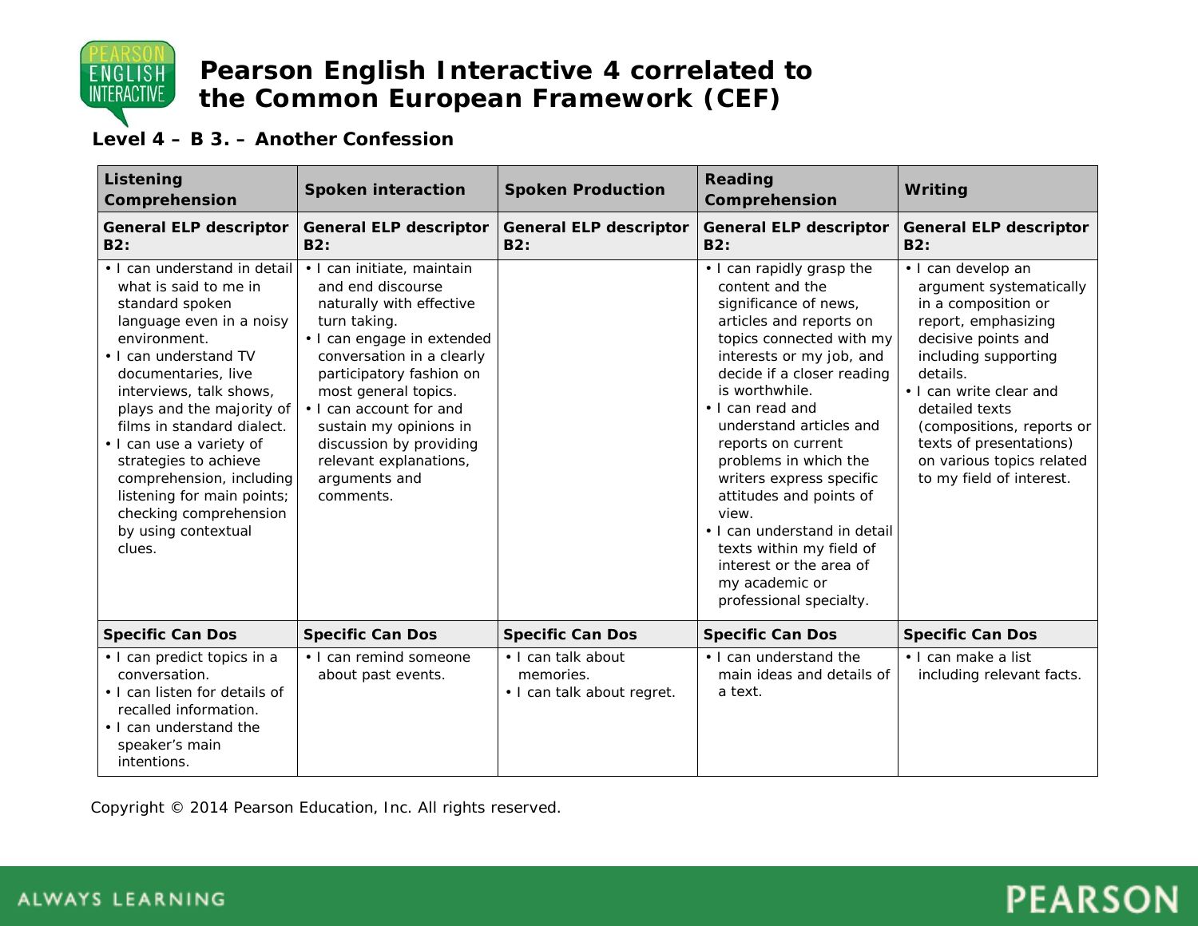# Pearson English Interactive 4 correlated to the Common European Framework (CEF)

**Level 4 – B 3. – Another Confession**

| Listening Comprehension | Spoken interaction | Spoken Production | Reading Comprehension | Writing |
|---|---|---|---|---|
| **General ELP descriptor B2:** | **General ELP descriptor B2:** | **General ELP descriptor B2:** | **General ELP descriptor B2:** | **General ELP descriptor B2:** |
| • I can understand in detail what is said to me in standard spoken language even in a noisy environment.<br>• I can understand TV documentaries, live interviews, talk shows, plays and the majority of films in standard dialect.<br>• I can use a variety of strategies to achieve comprehension, including listening for main points; checking comprehension by using contextual clues. | • I can initiate, maintain and end discourse naturally with effective turn taking.<br>• I can engage in extended conversation in a clearly participatory fashion on most general topics.<br>• I can account for and sustain my opinions in discussion by providing relevant explanations, arguments and comments. | | • I can rapidly grasp the content and the significance of news, articles and reports on topics connected with my interests or my job, and decide if a closer reading is worthwhile.<br>• I can read and understand articles and reports on current problems in which the writers express specific attitudes and points of view.<br>• I can understand in detail texts within my field of interest or the area of my academic or professional specialty. | • I can develop an argument systematically in a composition or report, emphasizing decisive points and including supporting details.<br>• I can write clear and detailed texts (compositions, reports or texts of presentations) on various topics related to my field of interest. |
| **Specific Can Dos** | **Specific Can Dos** | **Specific Can Dos** | **Specific Can Dos** | **Specific Can Dos** |
| • I can predict topics in a conversation.<br>• I can listen for details of recalled information.<br>• I can understand the speaker's main intentions. | • I can remind someone about past events. | • I can talk about memories.<br>• I can talk about regret. | • I can understand the main ideas and details of a text. | • I can make a list including relevant facts. |

Copyright © 2014 Pearson Education, Inc. All rights reserved.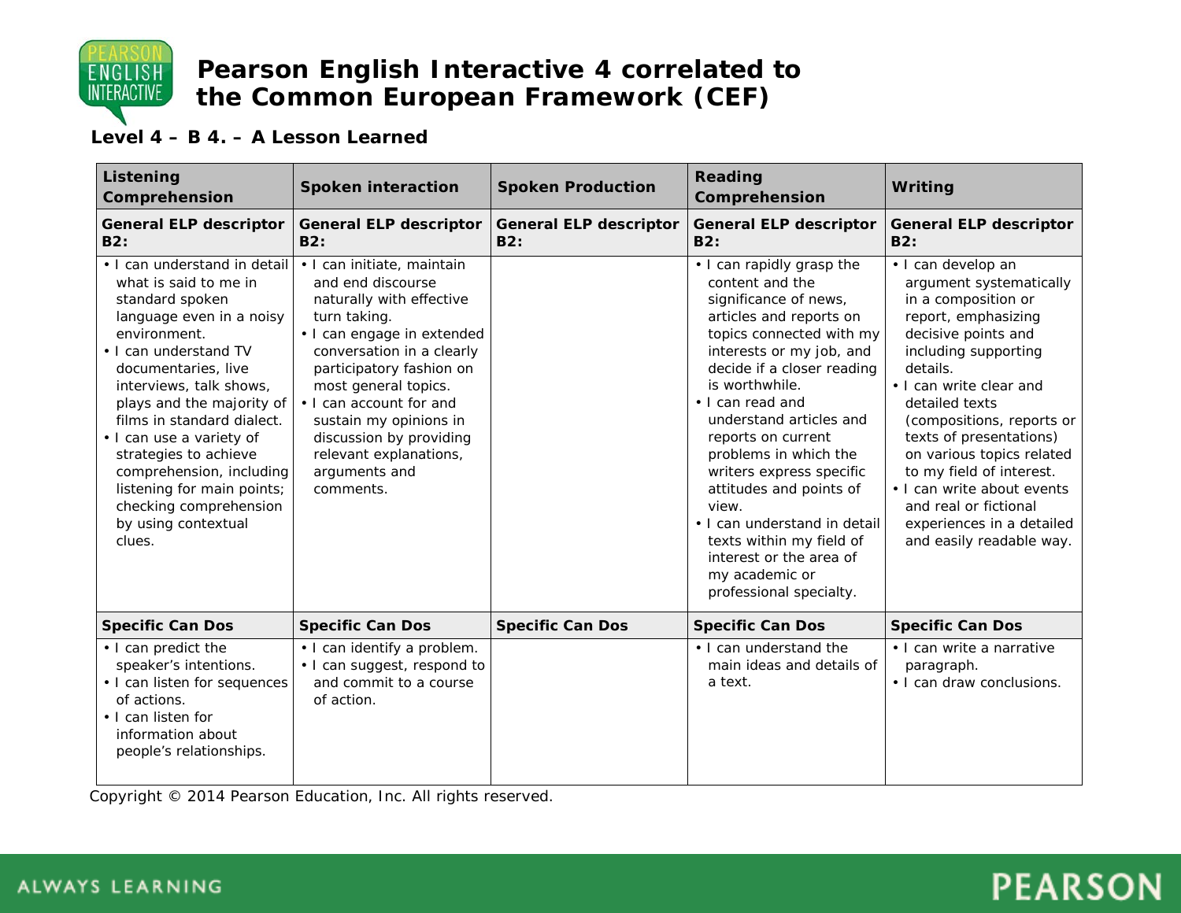# Pearson English Interactive 4 correlated to the Common European Framework (CEF)

**Level 4 – B 4. – A Lesson Learned**

| Listening Comprehension | Spoken interaction | Spoken Production | Reading Comprehension | Writing |
|---|---|---|---|---|
| **General ELP descriptor B2:** | **General ELP descriptor B2:** | **General ELP descriptor B2:** | **General ELP descriptor B2:** | **General ELP descriptor B2:** |
| • I can understand in detail what is said to me in standard spoken language even in a noisy environment.<br>• I can understand TV documentaries, live interviews, talk shows, plays and the majority of films in standard dialect.<br>• I can use a variety of strategies to achieve comprehension, including listening for main points; checking comprehension by using contextual clues. | • I can initiate, maintain and end discourse naturally with effective turn taking.<br>• I can engage in extended conversation in a clearly participatory fashion on most general topics.<br>• I can account for and sustain my opinions in discussion by providing relevant explanations, arguments and comments. | | • I can rapidly grasp the content and the significance of news, articles and reports on topics connected with my interests or my job, and decide if a closer reading is worthwhile.<br>• I can read and understand articles and reports on current problems in which the writers express specific attitudes and points of view.<br>• I can understand in detail texts within my field of interest or the area of my academic or professional specialty. | • I can develop an argument systematically in a composition or report, emphasizing decisive points and including supporting details.<br>• I can write clear and detailed texts (compositions, reports or texts of presentations) on various topics related to my field of interest.<br>• I can write about events and real or fictional experiences in a detailed and easily readable way. |
| **Specific Can Dos** | **Specific Can Dos** | **Specific Can Dos** | **Specific Can Dos** | **Specific Can Dos** |
| • I can predict the speaker's intentions.<br>• I can listen for sequences of actions.<br>• I can listen for information about people's relationships. | • I can identify a problem.<br>• I can suggest, respond to and commit to a course of action. | | • I can understand the main ideas and details of a text. | • I can write a narrative paragraph.<br>• I can draw conclusions. |

Copyright © 2014 Pearson Education, Inc. All rights reserved.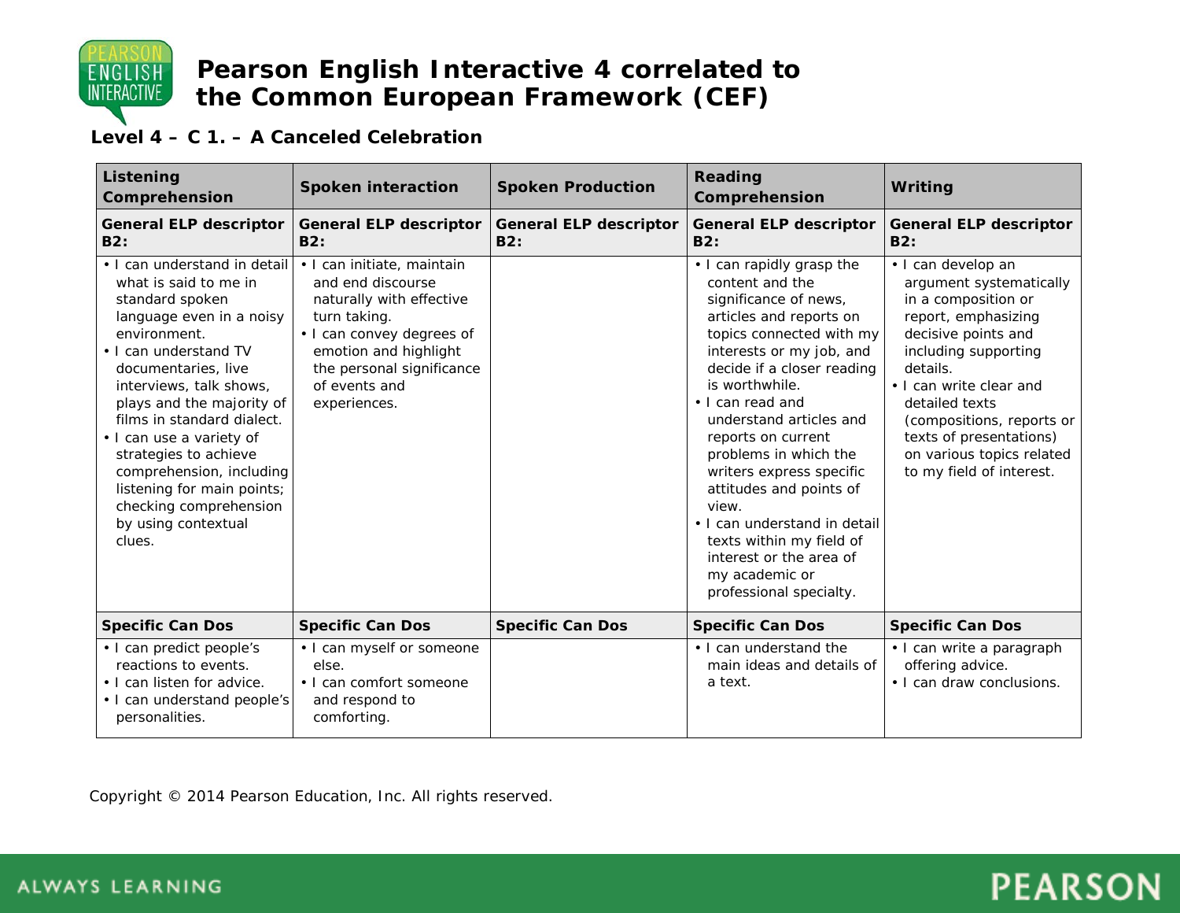# Pearson English Interactive 4 correlated to the Common European Framework (CEF)

**Level 4 – C 1. – A Canceled Celebration**

| Listening Comprehension | Spoken interaction | Spoken Production | Reading Comprehension | Writing |
|---|---|---|---|---|
| **General ELP descriptor B2:** | **General ELP descriptor B2:** | **General ELP descriptor B2:** | **General ELP descriptor B2:** | **General ELP descriptor B2:** |
| • I can understand in detail what is said to me in standard spoken language even in a noisy environment.<br>• I can understand TV documentaries, live interviews, talk shows, plays and the majority of films in standard dialect.<br>• I can use a variety of strategies to achieve comprehension, including listening for main points; checking comprehension by using contextual clues. | • I can initiate, maintain and end discourse naturally with effective turn taking.<br>• I can convey degrees of emotion and highlight the personal significance of events and experiences. | | • I can rapidly grasp the content and the significance of news, articles and reports on topics connected with my interests or my job, and decide if a closer reading is worthwhile.<br>• I can read and understand articles and reports on current problems in which the writers express specific attitudes and points of view.<br>• I can understand in detail texts within my field of interest or the area of my academic or professional specialty. | • I can develop an argument systematically in a composition or report, emphasizing decisive points and including supporting details.<br>• I can write clear and detailed texts (compositions, reports or texts of presentations) on various topics related to my field of interest. |
| **Specific Can Dos** | **Specific Can Dos** | **Specific Can Dos** | **Specific Can Dos** | **Specific Can Dos** |
| • I can predict people's reactions to events.<br>• I can listen for advice.<br>• I can understand people's personalities. | • I can myself or someone else.<br>• I can comfort someone and respond to comforting. | | • I can understand the main ideas and details of a text. | • I can write a paragraph offering advice.<br>• I can draw conclusions. |

Copyright © 2014 Pearson Education, Inc. All rights reserved.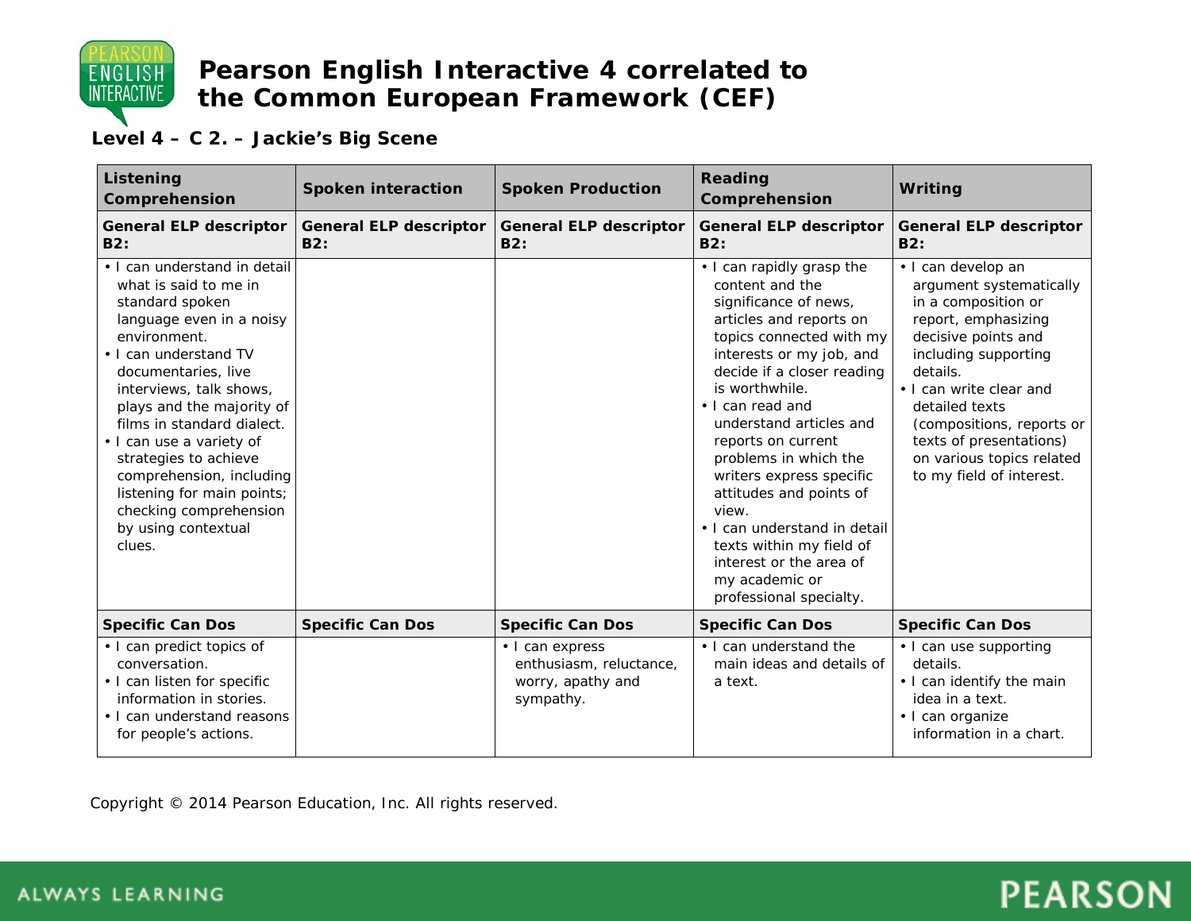# Pearson English Interactive 4 correlated to the Common European Framework (CEF)

**Level 4 – C 2. – Jackie's Big Scene**

| Listening Comprehension | Spoken interaction | Spoken Production | Reading Comprehension | Writing |
|---|---|---|---|---|
| **General ELP descriptor B2:** | **General ELP descriptor B2:** | **General ELP descriptor B2:** | **General ELP descriptor B2:** | **General ELP descriptor B2:** |
| • I can understand in detail what is said to me in standard spoken language even in a noisy environment.<br>• I can understand TV documentaries, live interviews, talk shows, plays and the majority of films in standard dialect.<br>• I can use a variety of strategies to achieve comprehension, including listening for main points; checking comprehension by using contextual clues. | | | • I can rapidly grasp the content and the significance of news, articles and reports on topics connected with my interests or my job, and decide if a closer reading is worthwhile.<br>• I can read and understand articles and reports on current problems in which the writers express specific attitudes and points of view.<br>• I can understand in detail texts within my field of interest or the area of my academic or professional specialty. | • I can develop an argument systematically in a composition or report, emphasizing decisive points and including supporting details.<br>• I can write clear and detailed texts (compositions, reports or texts of presentations) on various topics related to my field of interest. |
| **Specific Can Dos** | **Specific Can Dos** | **Specific Can Dos** | **Specific Can Dos** | **Specific Can Dos** |
| • I can predict topics of conversation.<br>• I can listen for specific information in stories.<br>• I can understand reasons for people's actions. | | • I can express enthusiasm, reluctance, worry, apathy and sympathy. | • I can understand the main ideas and details of a text. | • I can use supporting details.<br>• I can identify the main idea in a text.<br>• I can organize information in a chart. |

Copyright © 2014 Pearson Education, Inc. All rights reserved.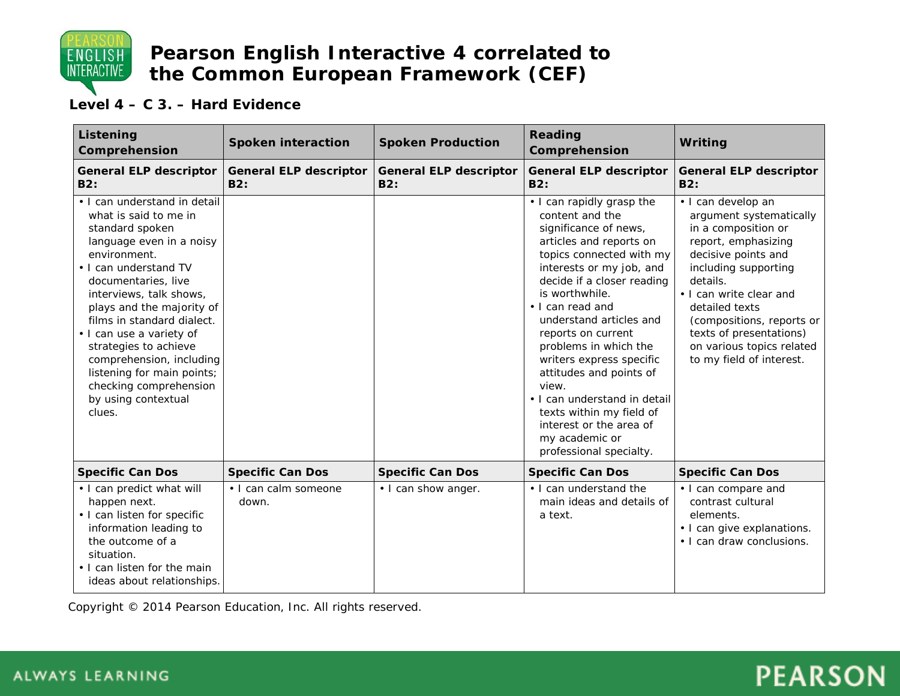# Pearson English Interactive 4 correlated to the Common European Framework (CEF)

**Level 4 – C 3. – Hard Evidence**

| Listening Comprehension | Spoken interaction | Spoken Production | Reading Comprehension | Writing |
|---|---|---|---|---|
| **General ELP descriptor B2:** | **General ELP descriptor B2:** | **General ELP descriptor B2:** | **General ELP descriptor B2:** | **General ELP descriptor B2:** |
| • I can understand in detail what is said to me in standard spoken language even in a noisy environment.<br>• I can understand TV documentaries, live interviews, talk shows, plays and the majority of films in standard dialect.<br>• I can use a variety of strategies to achieve comprehension, including listening for main points; checking comprehension by using contextual clues. | | | • I can rapidly grasp the content and the significance of news, articles and reports on topics connected with my interests or my job, and decide if a closer reading is worthwhile.<br>• I can read and understand articles and reports on current problems in which the writers express specific attitudes and points of view.<br>• I can understand in detail texts within my field of interest or the area of my academic or professional specialty. | • I can develop an argument systematically in a composition or report, emphasizing decisive points and including supporting details.<br>• I can write clear and detailed texts (compositions, reports or texts of presentations) on various topics related to my field of interest. |
| **Specific Can Dos** | **Specific Can Dos** | **Specific Can Dos** | **Specific Can Dos** | **Specific Can Dos** |
| • I can predict what will happen next.<br>• I can listen for specific information leading to the outcome of a situation.<br>• I can listen for the main ideas about relationships. | • I can calm someone down. | • I can show anger. | • I can understand the main ideas and details of a text. | • I can compare and contrast cultural elements.<br>• I can give explanations.<br>• I can draw conclusions. |

Copyright © 2014 Pearson Education, Inc. All rights reserved.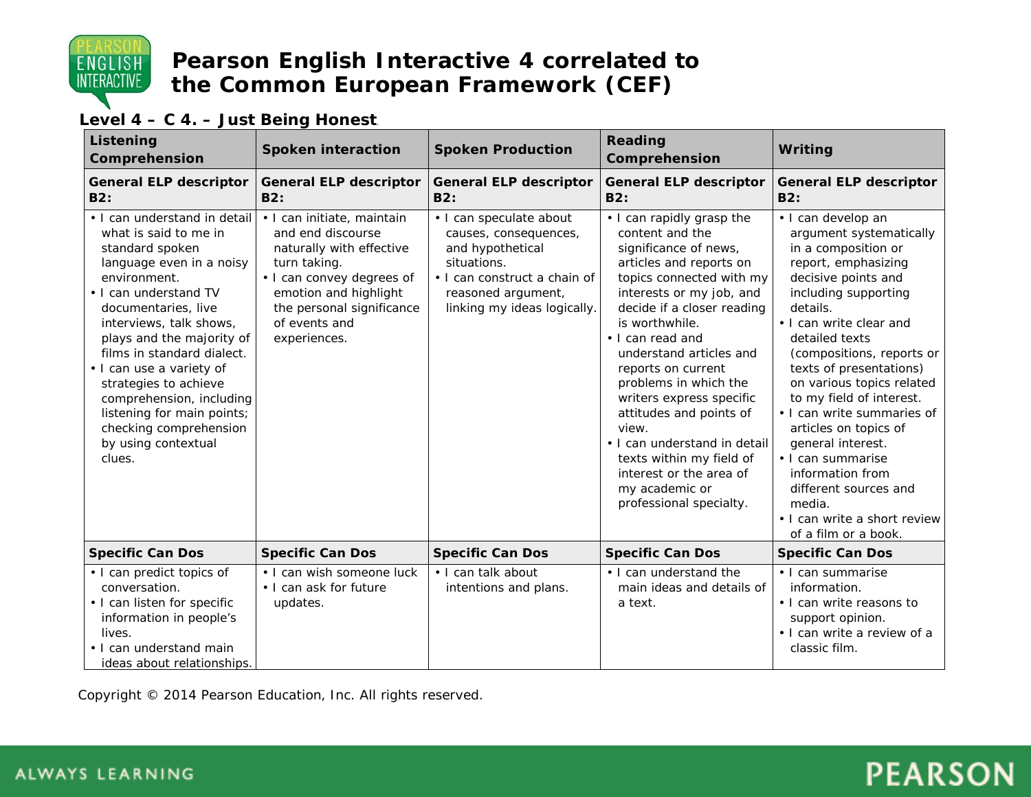# Pearson English Interactive 4 correlated to the Common European Framework (CEF)

**Level 4 – C 4. – Just Being Honest**

| Listening Comprehension | Spoken interaction | Spoken Production | Reading Comprehension | Writing |
|---|---|---|---|---|
| **General ELP descriptor B2:** | **General ELP descriptor B2:** | **General ELP descriptor B2:** | **General ELP descriptor B2:** | **General ELP descriptor B2:** |
| • I can understand in detail what is said to me in standard spoken language even in a noisy environment.<br>• I can understand TV documentaries, live interviews, talk shows, plays and the majority of films in standard dialect.<br>• I can use a variety of strategies to achieve comprehension, including listening for main points; checking comprehension by using contextual clues. | • I can initiate, maintain and end discourse naturally with effective turn taking.<br>• I can convey degrees of emotion and highlight the personal significance of events and experiences. | • I can speculate about causes, consequences, and hypothetical situations.<br>• I can construct a chain of reasoned argument, linking my ideas logically. | • I can rapidly grasp the content and the significance of news, articles and reports on topics connected with my interests or my job, and decide if a closer reading is worthwhile.<br>• I can read and understand articles and reports on current problems in which the writers express specific attitudes and points of view.<br>• I can understand in detail texts within my field of interest or the area of my academic or professional specialty. | • I can develop an argument systematically in a composition or report, emphasizing decisive points and including supporting details.<br>• I can write clear and detailed texts (compositions, reports or texts of presentations) on various topics related to my field of interest.<br>• I can write summaries of articles on topics of general interest.<br>• I can summarise information from different sources and media.<br>• I can write a short review of a film or a book. |
| **Specific Can Dos** | **Specific Can Dos** | **Specific Can Dos** | **Specific Can Dos** | **Specific Can Dos** |
| • I can predict topics of conversation.<br>• I can listen for specific information in people's lives.<br>• I can understand main ideas about relationships. | • I can wish someone luck<br>• I can ask for future updates. | • I can talk about intentions and plans. | • I can understand the main ideas and details of a text. | • I can summarise information.<br>• I can write reasons to support opinion.<br>• I can write a review of a classic film. |

Copyright © 2014 Pearson Education, Inc. All rights reserved.